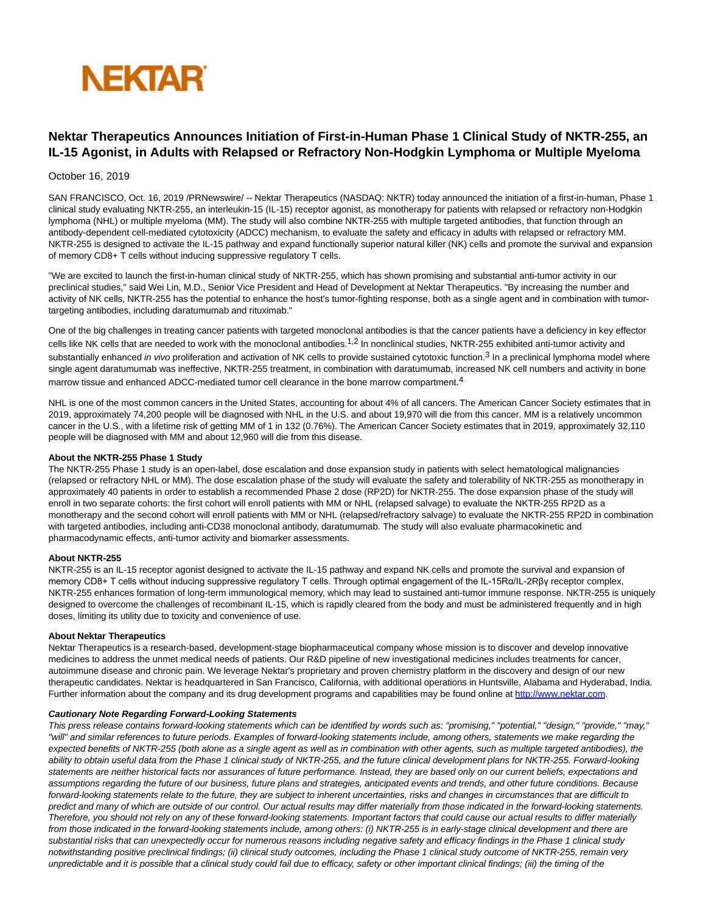NEKTAR

# Nektar Therapeutics Announces Initiation of First-in-Human Phase 1 Clinical Study of NKTR-255, an IL-15 Agonist, in Adults with Relapsed or Refractory Non-Hodgkin Lymphoma or Multiple Myeloma

October 16, 2019

SAN FRANCISCO, Oct. 16, 2019 /PRNewswire/ -- Nektar Therapeutics (NASDAQ: NKTR) today announced the initiation of a first-in-human, Phase 1 clinical study evaluating NKTR-255, an interleukin-15 (IL-15) receptor agonist, as monotherapy for patients with relapsed or refractory non-Hodgkin lymphoma (NHL) or multiple myeloma (MM). The study will also combine NKTR-255 with multiple targeted antibodies, that function through an antibody-dependent cell-mediated cytotoxicity (ADCC) mechanism, to evaluate the safety and efficacy in adults with relapsed or refractory MM. NKTR-255 is designed to activate the IL-15 pathway and expand functionally superior natural killer (NK) cells and promote the survival and expansion of memory CD8+ T cells without inducing suppressive regulatory T cells.

"We are excited to launch the first-in-human clinical study of NKTR-255, which has shown promising and substantial anti-tumor activity in our preclinical studies," said Wei Lin, M.D., Senior Vice President and Head of Development at Nektar Therapeutics. "By increasing the number and activity of NK cells, NKTR-255 has the potential to enhance the host's tumor-fighting response, both as a single agent and in combination with tumor-targeting antibodies, including daratumumab and rituximab."

One of the big challenges in treating cancer patients with targeted monoclonal antibodies is that the cancer patients have a deficiency in key effector cells like NK cells that are needed to work with the monoclonal antibodies.[1,2] In nonclinical studies, NKTR-255 exhibited anti-tumor activity and substantially enhanced *in vivo* proliferation and activation of NK cells to provide sustained cytotoxic function.[3] In a preclinical lymphoma model where single agent daratumumab was ineffective, NKTR-255 treatment, in combination with daratumumab, increased NK cell numbers and activity in bone marrow tissue and enhanced ADCC-mediated tumor cell clearance in the bone marrow compartment.[4]

NHL is one of the most common cancers in the United States, accounting for about 4% of all cancers. The American Cancer Society estimates that in 2019, approximately 74,200 people will be diagnosed with NHL in the U.S. and about 19,970 will die from this cancer. MM is a relatively uncommon cancer in the U.S., with a lifetime risk of getting MM of 1 in 132 (0.76%). The American Cancer Society estimates that in 2019, approximately 32,110 people will be diagnosed with MM and about 12,960 will die from this disease.

**About the NKTR-255 Phase 1 Study**

The NKTR-255 Phase 1 study is an open-label, dose escalation and dose expansion study in patients with select hematological malignancies (relapsed or refractory NHL or MM). The dose escalation phase of the study will evaluate the safety and tolerability of NKTR-255 as monotherapy in approximately 40 patients in order to establish a recommended Phase 2 dose (RP2D) for NKTR-255. The dose expansion phase of the study will enroll in two separate cohorts: the first cohort will enroll patients with MM or NHL (relapsed salvage) to evaluate the NKTR-255 RP2D as a monotherapy and the second cohort will enroll patients with MM or NHL (relapsed/refractory salvage) to evaluate the NKTR-255 RP2D in combination with targeted antibodies, including anti-CD38 monoclonal antibody, daratumumab. The study will also evaluate pharmacokinetic and pharmacodynamic effects, anti-tumor activity and biomarker assessments.

**About NKTR-255**

NKTR-255 is an IL-15 receptor agonist designed to activate the IL-15 pathway and expand NK cells and promote the survival and expansion of memory CD8+ T cells without inducing suppressive regulatory T cells. Through optimal engagement of the IL-15Rα/IL-2Rβγ receptor complex, NKTR-255 enhances formation of long-term immunological memory, which may lead to sustained anti-tumor immune response. NKTR-255 is uniquely designed to overcome the challenges of recombinant IL-15, which is rapidly cleared from the body and must be administered frequently and in high doses, limiting its utility due to toxicity and convenience of use.

**About Nektar Therapeutics**

Nektar Therapeutics is a research-based, development-stage biopharmaceutical company whose mission is to discover and develop innovative medicines to address the unmet medical needs of patients. Our R&D pipeline of new investigational medicines includes treatments for cancer, autoimmune disease and chronic pain. We leverage Nektar's proprietary and proven chemistry platform in the discovery and design of our new therapeutic candidates. Nektar is headquartered in San Francisco, California, with additional operations in Huntsville, Alabama and Hyderabad, India. Further information about the company and its drug development programs and capabilities may be found online at http://www.nektar.com.

***Cautionary Note Regarding Forward-Looking Statements***

*This press release contains forward-looking statements which can be identified by words such as: "promising," "potential," "design," "provide," "may," "will" and similar references to future periods. Examples of forward-looking statements include, among others, statements we make regarding the expected benefits of NKTR-255 (both alone as a single agent as well as in combination with other agents, such as multiple targeted antibodies), the ability to obtain useful data from the Phase 1 clinical study of NKTR-255, and the future clinical development plans for NKTR-255. Forward-looking statements are neither historical facts nor assurances of future performance. Instead, they are based only on our current beliefs, expectations and assumptions regarding the future of our business, future plans and strategies, anticipated events and trends, and other future conditions. Because forward-looking statements relate to the future, they are subject to inherent uncertainties, risks and changes in circumstances that are difficult to predict and many of which are outside of our control. Our actual results may differ materially from those indicated in the forward-looking statements. Therefore, you should not rely on any of these forward-looking statements. Important factors that could cause our actual results to differ materially from those indicated in the forward-looking statements include, among others: (i) NKTR-255 is in early-stage clinical development and there are substantial risks that can unexpectedly occur for numerous reasons including negative safety and efficacy findings in the Phase 1 clinical study notwithstanding positive preclinical findings; (ii) clinical study outcomes, including the Phase 1 clinical study outcome of NKTR-255, remain very unpredictable and it is possible that a clinical study could fail due to efficacy, safety or other important clinical findings; (iii) the timing of the*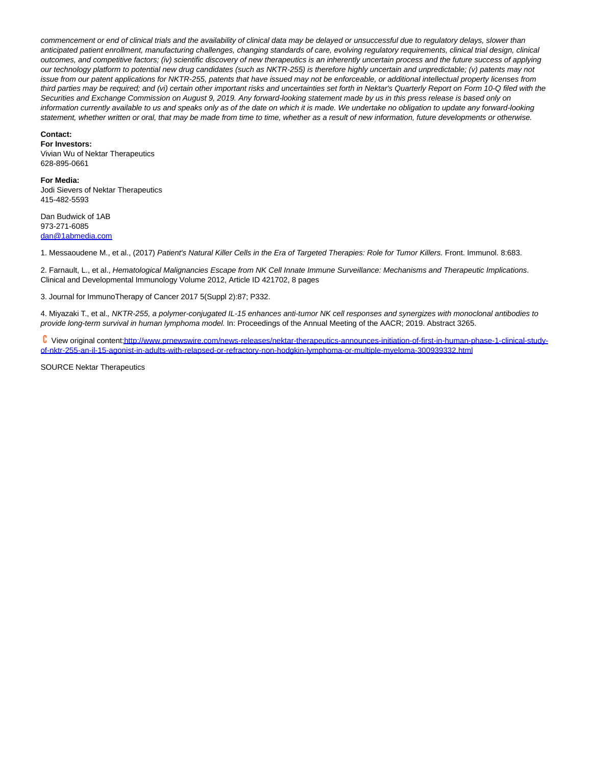*commencement or end of clinical trials and the availability of clinical data may be delayed or unsuccessful due to regulatory delays, slower than anticipated patient enrollment, manufacturing challenges, changing standards of care, evolving regulatory requirements, clinical trial design, clinical outcomes, and competitive factors; (iv) scientific discovery of new therapeutics is an inherently uncertain process and the future success of applying our technology platform to potential new drug candidates (such as NKTR-255) is therefore highly uncertain and unpredictable; (v) patents may not issue from our patent applications for NKTR-255, patents that have issued may not be enforceable, or additional intellectual property licenses from third parties may be required; and (vi) certain other important risks and uncertainties set forth in Nektar's Quarterly Report on Form 10-Q filed with the Securities and Exchange Commission on August 9, 2019. Any forward-looking statement made by us in this press release is based only on information currently available to us and speaks only as of the date on which it is made. We undertake no obligation to update any forward-looking statement, whether written or oral, that may be made from time to time, whether as a result of new information, future developments or otherwise.*

**Contact:**
**For Investors:**
Vivian Wu of Nektar Therapeutics
628-895-0661

**For Media:**
Jodi Sievers of Nektar Therapeutics
415-482-5593

Dan Budwick of 1AB
973-271-6085
dan@1abmedia.com

1. Messaoudene M., et al., (2017) *Patient's Natural Killer Cells in the Era of Targeted Therapies: Role for Tumor Killers.* Front. Immunol. 8:683.

2. Farnault, L., et al., *Hematological Malignancies Escape from NK Cell Innate Immune Surveillance: Mechanisms and Therapeutic Implications*. Clinical and Developmental Immunology Volume 2012, Article ID 421702, 8 pages

3. Journal for ImmunoTherapy of Cancer 2017 5(Suppl 2):87; P332.

4. Miyazaki T., et al*., NKTR-255, a polymer-conjugated IL-15 enhances anti-tumor NK cell responses and synergizes with monoclonal antibodies to provide long-term survival in human lymphoma model.* In: Proceedings of the Annual Meeting of the AACR; 2019. Abstract 3265.

View original content:http://www.prnewswire.com/news-releases/nektar-therapeutics-announces-initiation-of-first-in-human-phase-1-clinical-study-of-nktr-255-an-il-15-agonist-in-adults-with-relapsed-or-refractory-non-hodgkin-lymphoma-or-multiple-myeloma-300939332.html

SOURCE Nektar Therapeutics